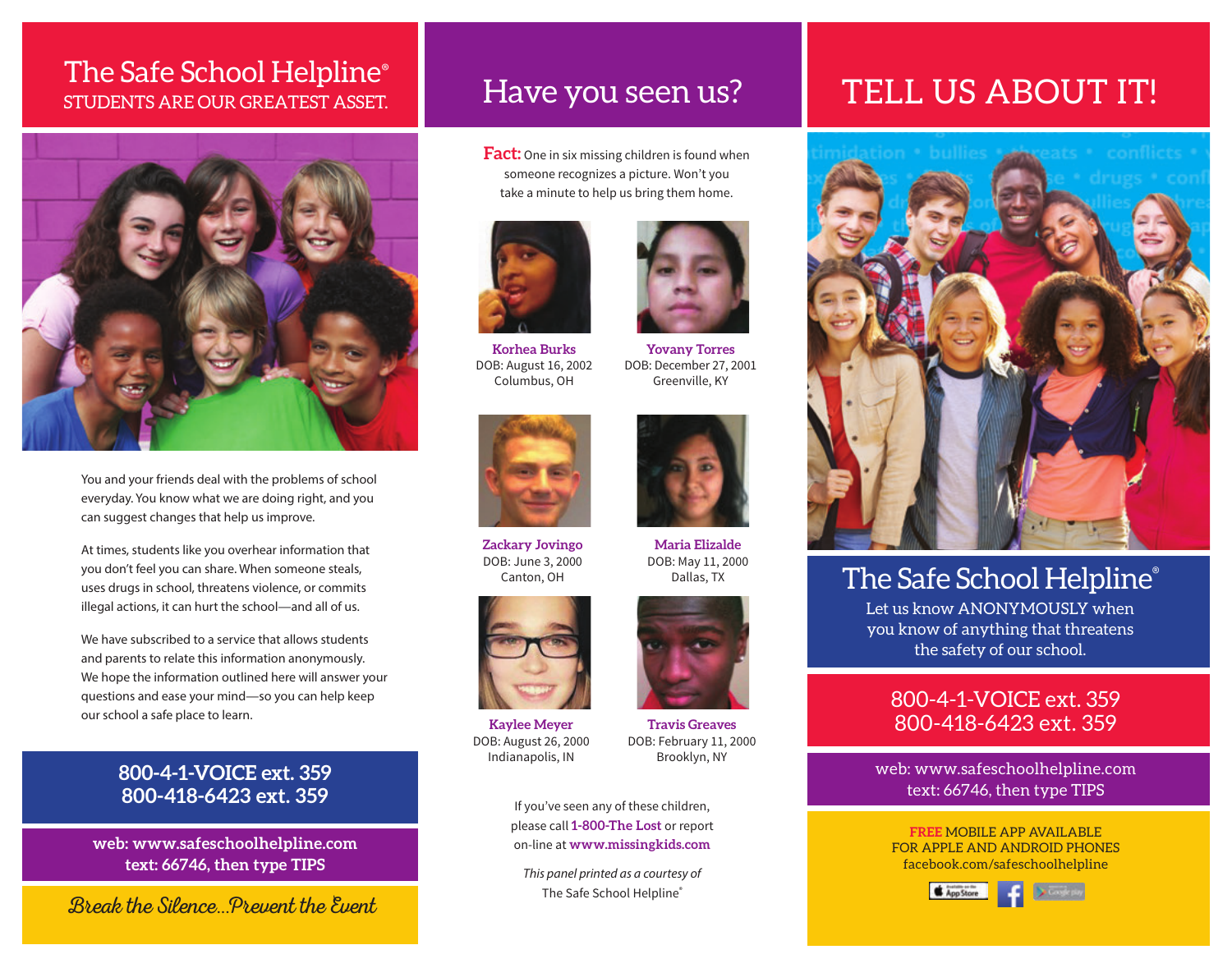# The Safe School Helpline®

STUDENTS ARE OUR GREATEST ASSET.

You and your friends deal with the problems of school everyday. You know what we are doing right, and you can suggest changes that help us improve.

At times, students like you overhear information that you don't feel you can share. When someone steals, uses drugs in school, threatens violence, or commits illegal actions, it can hurt the school—and all of us.

We have subscribed to a service that allows students and parents to relate this information anonymously. We hope the information outlined here will answer your questions and ease your mind—so you can help keep our school a safe place to learn.

**800-4-1-VOICE ext. 359**
**800-418-6423 ext. 359**

**web: www.safeschoolhelpline.com**
**text: 66746, then type TIPS**

*Break the Silence...Prevent the Event*

# Have you seen us?

**Fact:** One in six missing children is found when someone recognizes a picture. Won't you take a minute to help us bring them home.

**Korhea Burks**
DOB: August 16, 2002
Columbus, OH

**Yovany Torres**
DOB: December 27, 2001
Greenville, KY

**Zackary Jovingo**
DOB: June 3, 2000
Canton, OH

**Maria Elizalde**
DOB: May 11, 2000
Dallas, TX

**Kaylee Meyer**
DOB: August 26, 2000
Indianapolis, IN

**Travis Greaves**
DOB: February 11, 2000
Brooklyn, NY

If you've seen any of these children, please call **1-800-The Lost** or report on-line at **www.missingkids.com**

*This panel printed as a courtesy of*
The Safe School Helpline®

# TELL US ABOUT IT!

## The Safe School Helpline®

Let us know ANONYMOUSLY when you know of anything that threatens the safety of our school.

800-4-1-VOICE ext. 359
800-418-6423 ext. 359

web: www.safeschoolhelpline.com
text: 66746, then type TIPS

FREE MOBILE APP AVAILABLE FOR APPLE AND ANDROID PHONES
facebook.com/safeschoolhelpline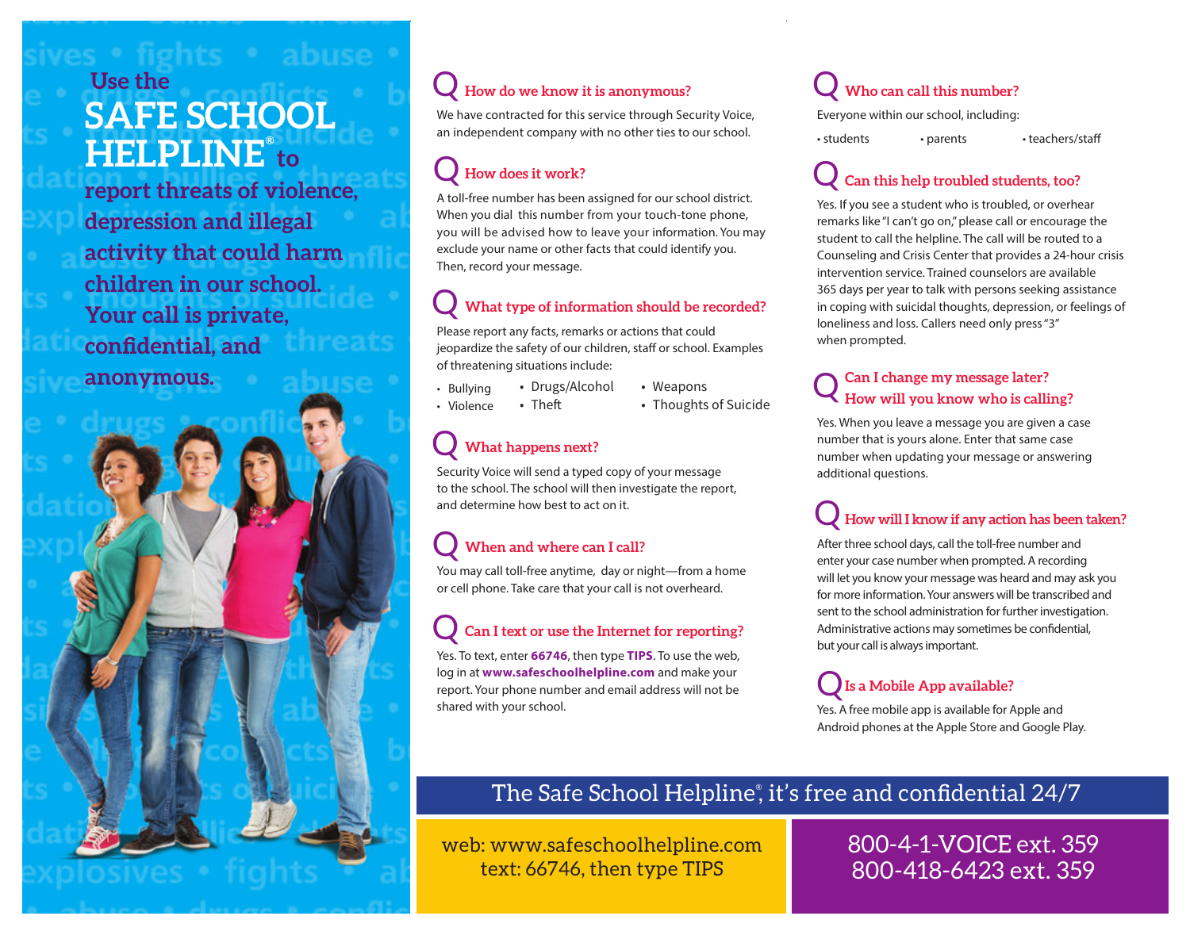# Use the SAFE SCHOOL HELPLINE® to

**report threats of violence, depression and illegal activity that could harm children in our school. Your call is private, confidential, and anonymous.**

## Q How do we know it is anonymous?

We have contracted for this service through Security Voice, an independent company with no other ties to our school.

## Q How does it work?

A toll-free number has been assigned for our school district. When you dial this number from your touch-tone phone, you will be advised how to leave your information. You may exclude your name or other facts that could identify you. Then, record your message.

## Q What type of information should be recorded?

Please report any facts, remarks or actions that could jeopardize the safety of our children, staff or school. Examples of threatening situations include:

- Bullying
- Violence
- Drugs/Alcohol
- Theft
- Weapons
- Thoughts of Suicide

## Q What happens next?

Security Voice will send a typed copy of your message to the school. The school will then investigate the report, and determine how best to act on it.

## Q When and where can I call?

You may call toll-free anytime, day or night—from a home or cell phone. Take care that your call is not overheard.

## Q Can I text or use the Internet for reporting?

Yes. To text, enter **66746**, then type **TIPS**. To use the web, log in at **www.safeschoolhelpline.com** and make your report. Your phone number and email address will not be shared with your school.

## Q Who can call this number?

Everyone within our school, including:

- students
- parents
- teachers/staff

## Q Can this help troubled students, too?

Yes. If you see a student who is troubled, or overhear remarks like "I can't go on," please call or encourage the student to call the helpline. The call will be routed to a Counseling and Crisis Center that provides a 24-hour crisis intervention service. Trained counselors are available 365 days per year to talk with persons seeking assistance in coping with suicidal thoughts, depression, or feelings of loneliness and loss. Callers need only press "3" when prompted.

## Q Can I change my message later? How will you know who is calling?

Yes. When you leave a message you are given a case number that is yours alone. Enter that same case number when updating your message or answering additional questions.

## Q How will I know if any action has been taken?

After three school days, call the toll-free number and enter your case number when prompted. A recording will let you know your message was heard and may ask you for more information. Your answers will be transcribed and sent to the school administration for further investigation. Administrative actions may sometimes be confidential, but your call is always important.

## Q Is a Mobile App available?

Yes. A free mobile app is available for Apple and Android phones at the Apple Store and Google Play.

## The Safe School Helpline®, it's free and confidential 24/7

web: www.safeschoolhelpline.com
text: 66746, then type TIPS

800-4-1-VOICE ext. 359
800-418-6423 ext. 359